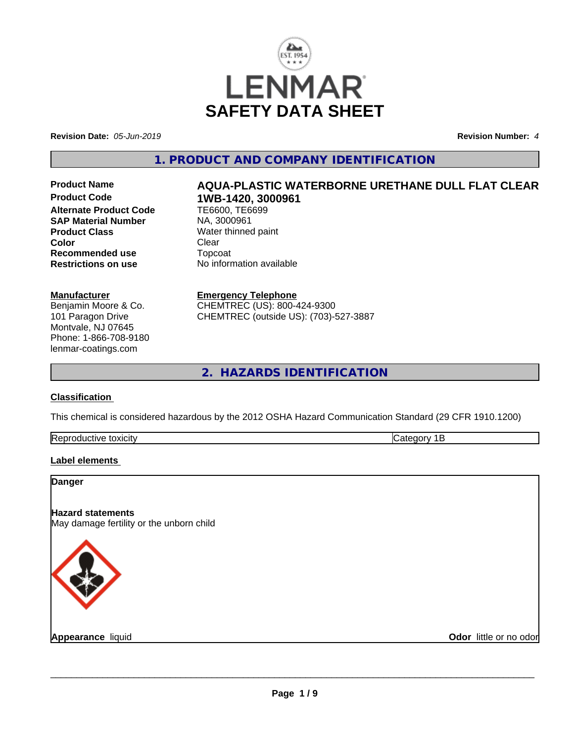# LENMAR
# SAFETY DATA SHEET

**Revision Date:** *05-Jun-2019* **Revision Number:** *4*

## 1. PRODUCT AND COMPANY IDENTIFICATION

| | |
|---|---|
| **Product Name** | **AQUA-PLASTIC WATERBORNE URETHANE DULL FLAT CLEAR** |
| **Product Code** | **1WB-1420, 3000961** |
| **Alternate Product Code** | TE6600, TE6699 |
| **SAP Material Number** | NA, 3000961 |
| **Product Class** | Water thinned paint |
| **Color** | Clear |
| **Recommended use** | Topcoat |
| **Restrictions on use** | No information available |

**Manufacturer**
Benjamin Moore & Co.
101 Paragon Drive
Montvale, NJ 07645
Phone: 1-866-708-9180
lenmar-coatings.com

**Emergency Telephone**
CHEMTREC (US): 800-424-9300
CHEMTREC (outside US): (703)-527-3887

## 2. HAZARDS IDENTIFICATION

**Classification**

This chemical is considered hazardous by the 2012 OSHA Hazard Communication Standard (29 CFR 1910.1200)

| | |
|---|---|
| Reproductive toxicity | Category 1B |

**Label elements**

**Danger**

**Hazard statements**
May damage fertility or the unborn child

**Appearance** liquid **Odor** little or no odor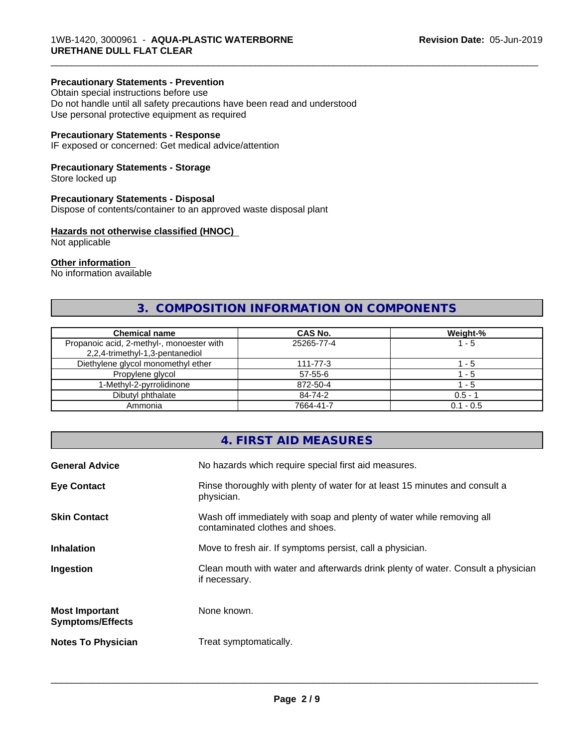**Precautionary Statements - Prevention**
Obtain special instructions before use
Do not handle until all safety precautions have been read and understood
Use personal protective equipment as required

**Precautionary Statements - Response**
IF exposed or concerned: Get medical advice/attention

**Precautionary Statements - Storage**
Store locked up

**Precautionary Statements - Disposal**
Dispose of contents/container to an approved waste disposal plant

**Hazards not otherwise classified (HNOC)**
Not applicable

**Other information**
No information available

## 3. COMPOSITION INFORMATION ON COMPONENTS

| Chemical name | CAS No. | Weight-% |
|---|---|---|
| Propanoic acid, 2-methyl-, monoester with 2,2,4-trimethyl-1,3-pentanediol | 25265-77-4 | 1 - 5 |
| Diethylene glycol monomethyl ether | 111-77-3 | 1 - 5 |
| Propylene glycol | 57-55-6 | 1 - 5 |
| 1-Methyl-2-pyrrolidinone | 872-50-4 | 1 - 5 |
| Dibutyl phthalate | 84-74-2 | 0.5 - 1 |
| Ammonia | 7664-41-7 | 0.1 - 0.5 |

## 4. FIRST AID MEASURES

**General Advice** No hazards which require special first aid measures.

**Eye Contact** Rinse thoroughly with plenty of water for at least 15 minutes and consult a physician.

**Skin Contact** Wash off immediately with soap and plenty of water while removing all contaminated clothes and shoes.

**Inhalation** Move to fresh air. If symptoms persist, call a physician.

**Ingestion** Clean mouth with water and afterwards drink plenty of water. Consult a physician if necessary.

**Most Important Symptoms/Effects** None known.

**Notes To Physician** Treat symptomatically.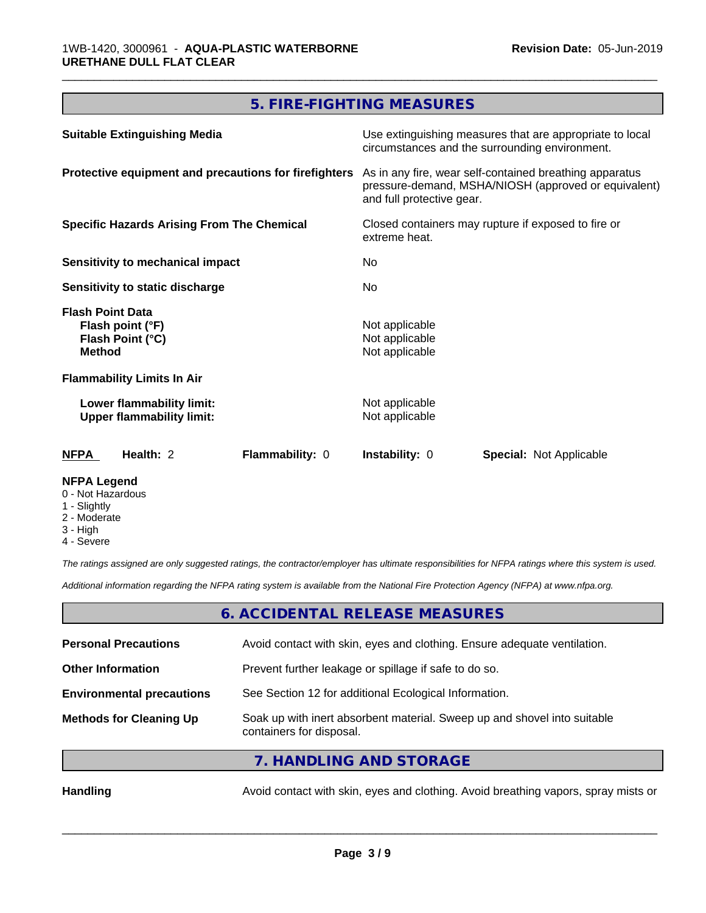## 5. FIRE-FIGHTING MEASURES

| | |
|---|---|
| **Suitable Extinguishing Media** | Use extinguishing measures that are appropriate to local circumstances and the surrounding environment. |
| **Protective equipment and precautions for firefighters** | As in any fire, wear self-contained breathing apparatus pressure-demand, MSHA/NIOSH (approved or equivalent) and full protective gear. |
| **Specific Hazards Arising From The Chemical** | Closed containers may rupture if exposed to fire or extreme heat. |
| **Sensitivity to mechanical impact** | No |
| **Sensitivity to static discharge** | No |

**Flash Point Data**

| | |
|---|---|
| **Flash point (°F)** | Not applicable |
| **Flash Point (°C)** | Not applicable |
| **Method** | Not applicable |

**Flammability Limits In Air**

| | |
|---|---|
| **Lower flammability limit:** | Not applicable |
| **Upper flammability limit:** | Not applicable |

| **NFPA** | **Health:** 2 | **Flammability:** 0 | **Instability:** 0 | **Special:** Not Applicable |
|---|---|---|---|---|

**NFPA Legend**
- 0 - Not Hazardous
- 1 - Slightly
- 2 - Moderate
- 3 - High
- 4 - Severe

*The ratings assigned are only suggested ratings, the contractor/employer has ultimate responsibilities for NFPA ratings where this system is used.*

*Additional information regarding the NFPA rating system is available from the National Fire Protection Agency (NFPA) at www.nfpa.org.*

## 6. ACCIDENTAL RELEASE MEASURES

| | |
|---|---|
| **Personal Precautions** | Avoid contact with skin, eyes and clothing. Ensure adequate ventilation. |
| **Other Information** | Prevent further leakage or spillage if safe to do so. |
| **Environmental precautions** | See Section 12 for additional Ecological Information. |
| **Methods for Cleaning Up** | Soak up with inert absorbent material. Sweep up and shovel into suitable containers for disposal. |

## 7. HANDLING AND STORAGE

| | |
|---|---|
| **Handling** | Avoid contact with skin, eyes and clothing. Avoid breathing vapors, spray mists or |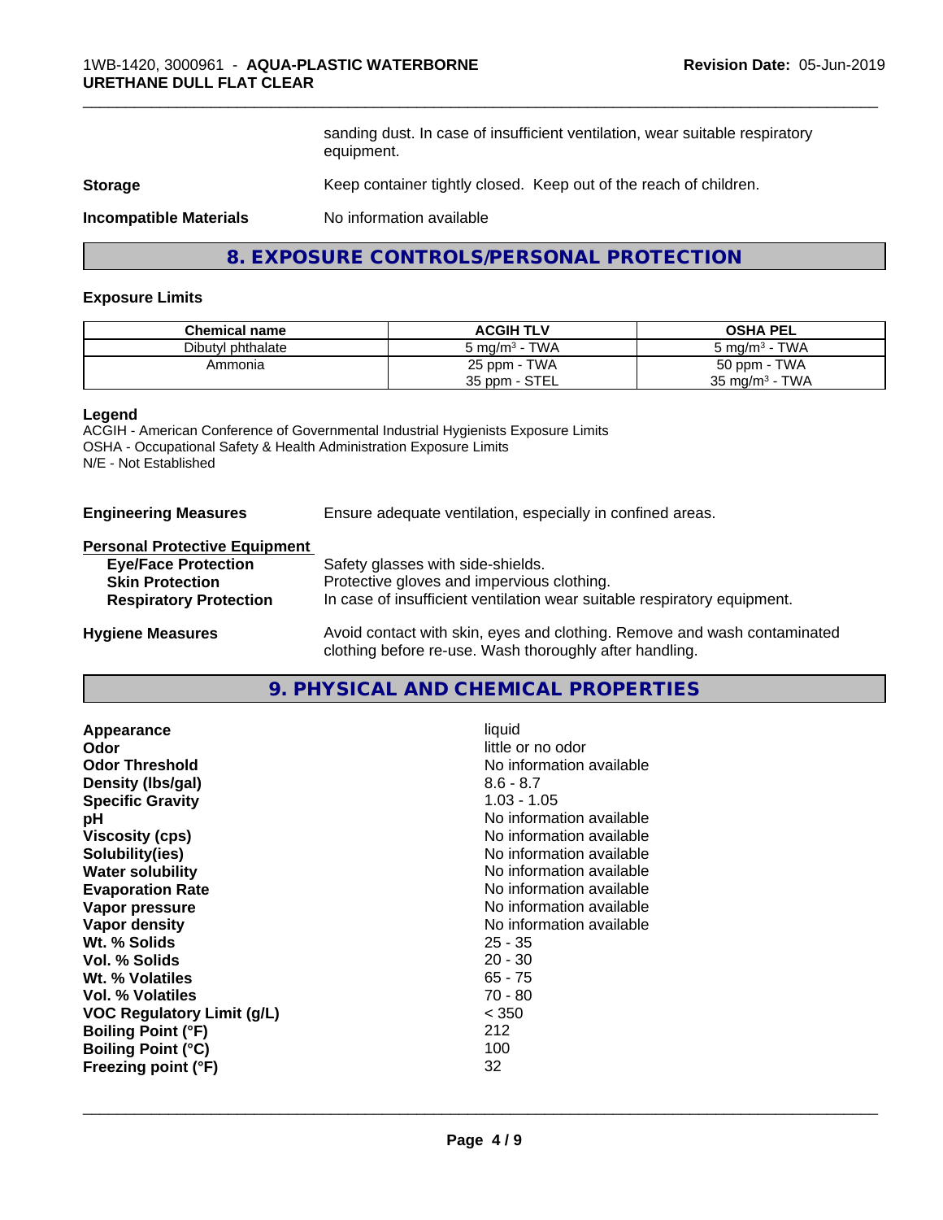sanding dust. In case of insufficient ventilation, wear suitable respiratory equipment.

**Storage** Keep container tightly closed. Keep out of the reach of children.

**Incompatible Materials** No information available

## 8. EXPOSURE CONTROLS/PERSONAL PROTECTION

### Exposure Limits

| Chemical name | ACGIH TLV | OSHA PEL |
|---|---|---|
| Dibutyl phthalate | 5 mg/m³ - TWA | 5 mg/m³ - TWA |
| Ammonia | 25 ppm - TWA<br>35 ppm - STEL | 50 ppm - TWA<br>35 mg/m³ - TWA |

**Legend**
ACGIH - American Conference of Governmental Industrial Hygienists Exposure Limits
OSHA - Occupational Safety & Health Administration Exposure Limits
N/E - Not Established

**Engineering Measures** Ensure adequate ventilation, especially in confined areas.

**Personal Protective Equipment**

- **Eye/Face Protection** Safety glasses with side-shields.
- **Skin Protection** Protective gloves and impervious clothing.
- **Respiratory Protection** In case of insufficient ventilation wear suitable respiratory equipment.

**Hygiene Measures** Avoid contact with skin, eyes and clothing. Remove and wash contaminated clothing before re-use. Wash thoroughly after handling.

## 9. PHYSICAL AND CHEMICAL PROPERTIES

| | |
|---|---|
| **Appearance** | liquid |
| **Odor** | little or no odor |
| **Odor Threshold** | No information available |
| **Density (lbs/gal)** | 8.6 - 8.7 |
| **Specific Gravity** | 1.03 - 1.05 |
| **pH** | No information available |
| **Viscosity (cps)** | No information available |
| **Solubility(ies)** | No information available |
| **Water solubility** | No information available |
| **Evaporation Rate** | No information available |
| **Vapor pressure** | No information available |
| **Vapor density** | No information available |
| **Wt. % Solids** | 25 - 35 |
| **Vol. % Solids** | 20 - 30 |
| **Wt. % Volatiles** | 65 - 75 |
| **Vol. % Volatiles** | 70 - 80 |
| **VOC Regulatory Limit (g/L)** | < 350 |
| **Boiling Point (°F)** | 212 |
| **Boiling Point (°C)** | 100 |
| **Freezing point (°F)** | 32 |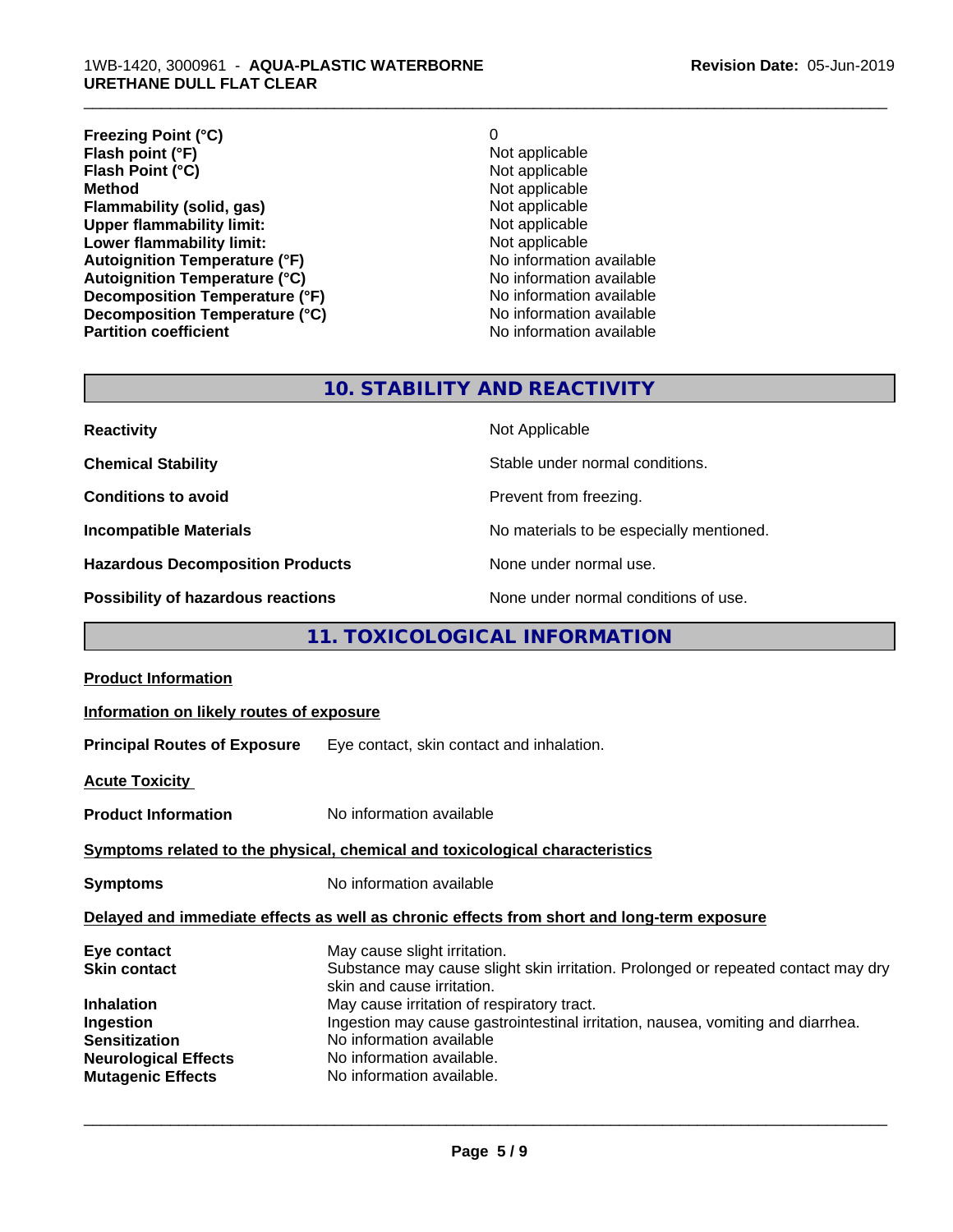| | |
|---|---|
| **Freezing Point (°C)** | 0 |
| **Flash point (°F)** | Not applicable |
| **Flash Point (°C)** | Not applicable |
| **Method** | Not applicable |
| **Flammability (solid, gas)** | Not applicable |
| **Upper flammability limit:** | Not applicable |
| **Lower flammability limit:** | Not applicable |
| **Autoignition Temperature (°F)** | No information available |
| **Autoignition Temperature (°C)** | No information available |
| **Decomposition Temperature (°F)** | No information available |
| **Decomposition Temperature (°C)** | No information available |
| **Partition coefficient** | No information available |

## 10. STABILITY AND REACTIVITY

| | |
|---|---|
| **Reactivity** | Not Applicable |
| **Chemical Stability** | Stable under normal conditions. |
| **Conditions to avoid** | Prevent from freezing. |
| **Incompatible Materials** | No materials to be especially mentioned. |
| **Hazardous Decomposition Products** | None under normal use. |
| **Possibility of hazardous reactions** | None under normal conditions of use. |

## 11. TOXICOLOGICAL INFORMATION

**Product Information**

**Information on likely routes of exposure**

**Principal Routes of Exposure** Eye contact, skin contact and inhalation.

**Acute Toxicity**

**Product Information** No information available

**Symptoms related to the physical, chemical and toxicological characteristics**

**Symptoms** No information available

**Delayed and immediate effects as well as chronic effects from short and long-term exposure**

| | |
|---|---|
| **Eye contact** | May cause slight irritation. |
| **Skin contact** | Substance may cause slight skin irritation. Prolonged or repeated contact may dry skin and cause irritation. |
| **Inhalation** | May cause irritation of respiratory tract. |
| **Ingestion** | Ingestion may cause gastrointestinal irritation, nausea, vomiting and diarrhea. |
| **Sensitization** | No information available |
| **Neurological Effects** | No information available. |
| **Mutagenic Effects** | No information available. |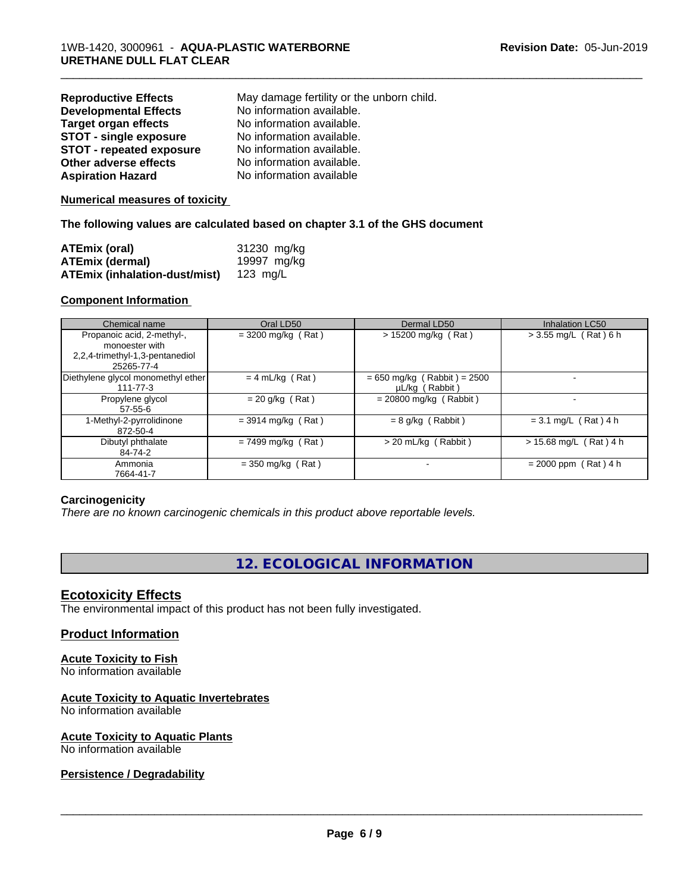**Reproductive Effects** May damage fertility or the unborn child.
**Developmental Effects** No information available.
**Target organ effects** No information available.
**STOT - single exposure** No information available.
**STOT - repeated exposure** No information available.
**Other adverse effects** No information available.
**Aspiration Hazard** No information available

**Numerical measures of toxicity**

**The following values are calculated based on chapter 3.1 of the GHS document**

**ATEmix (oral)** 31230 mg/kg
**ATEmix (dermal)** 19997 mg/kg
**ATEmix (inhalation-dust/mist)** 123 mg/L

**Component Information**

| Chemical name | Oral LD50 | Dermal LD50 | Inhalation LC50 |
|---|---|---|---|
| Propanoic acid, 2-methyl-, monoester with 2,2,4-trimethyl-1,3-pentanediol 25265-77-4 | = 3200 mg/kg ( Rat ) | > 15200 mg/kg ( Rat ) | > 3.55 mg/L ( Rat ) 6 h |
| Diethylene glycol monomethyl ether 111-77-3 | = 4 mL/kg ( Rat ) | = 650 mg/kg ( Rabbit ) = 2500 µL/kg ( Rabbit ) | - |
| Propylene glycol 57-55-6 | = 20 g/kg ( Rat ) | = 20800 mg/kg ( Rabbit ) | - |
| 1-Methyl-2-pyrrolidinone 872-50-4 | = 3914 mg/kg ( Rat ) | = 8 g/kg ( Rabbit ) | = 3.1 mg/L ( Rat ) 4 h |
| Dibutyl phthalate 84-74-2 | = 7499 mg/kg ( Rat ) | > 20 mL/kg ( Rabbit ) | > 15.68 mg/L ( Rat ) 4 h |
| Ammonia 7664-41-7 | = 350 mg/kg ( Rat ) | - | = 2000 ppm ( Rat ) 4 h |

**Carcinogenicity**

*There are no known carcinogenic chemicals in this product above reportable levels.*

## 12. ECOLOGICAL INFORMATION

### Ecotoxicity Effects

The environmental impact of this product has not been fully investigated.

**Product Information**

**Acute Toxicity to Fish**
No information available

**Acute Toxicity to Aquatic Invertebrates**
No information available

**Acute Toxicity to Aquatic Plants**
No information available

**Persistence / Degradability**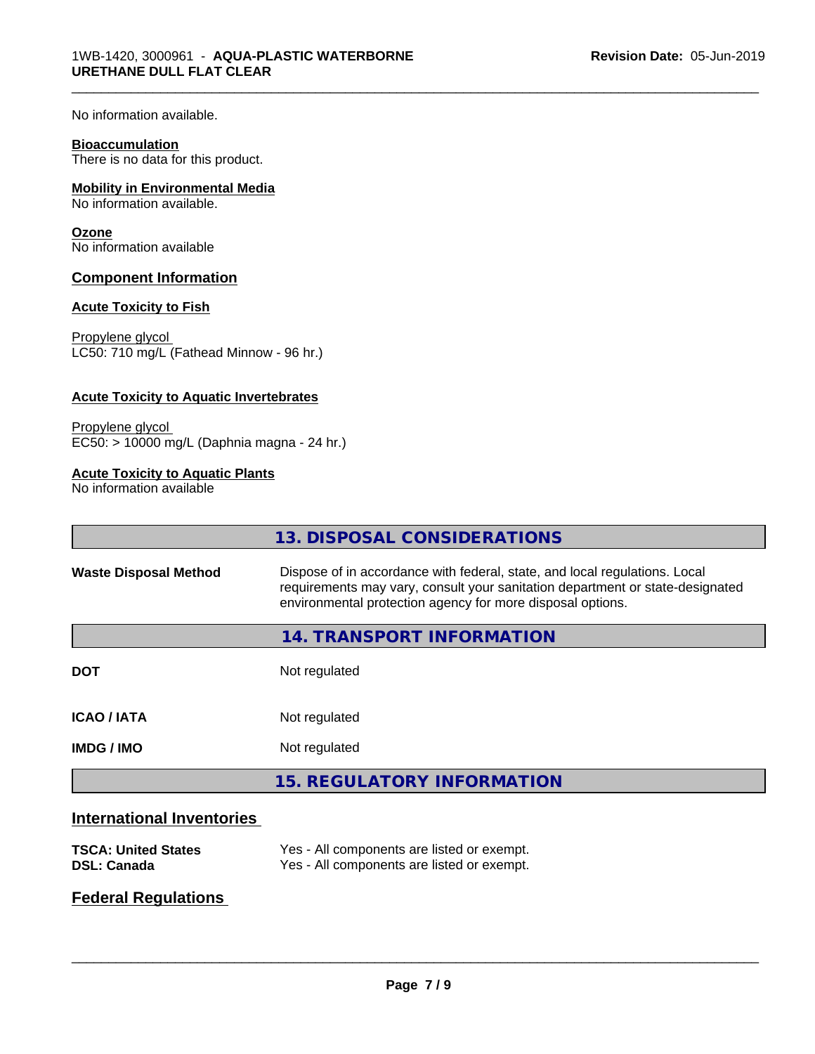No information available.

**Bioaccumulation**
There is no data for this product.

**Mobility in Environmental Media**
No information available.

**Ozone**
No information available

## Component Information

### Acute Toxicity to Fish

Propylene glycol
LC50: 710 mg/L (Fathead Minnow - 96 hr.)

### Acute Toxicity to Aquatic Invertebrates

Propylene glycol
EC50: > 10000 mg/L (Daphnia magna - 24 hr.)

### Acute Toxicity to Aquatic Plants
No information available

## 13. DISPOSAL CONSIDERATIONS

| | |
|---|---|
| **Waste Disposal Method** | Dispose of in accordance with federal, state, and local regulations. Local requirements may vary, consult your sanitation department or state-designated environmental protection agency for more disposal options. |

## 14. TRANSPORT INFORMATION

| | |
|---|---|
| **DOT** | Not regulated |
| **ICAO / IATA** | Not regulated |
| **IMDG / IMO** | Not regulated |

## 15. REGULATORY INFORMATION

### International Inventories

| | |
|---|---|
| **TSCA: United States** | Yes - All components are listed or exempt. |
| **DSL: Canada** | Yes - All components are listed or exempt. |

### Federal Regulations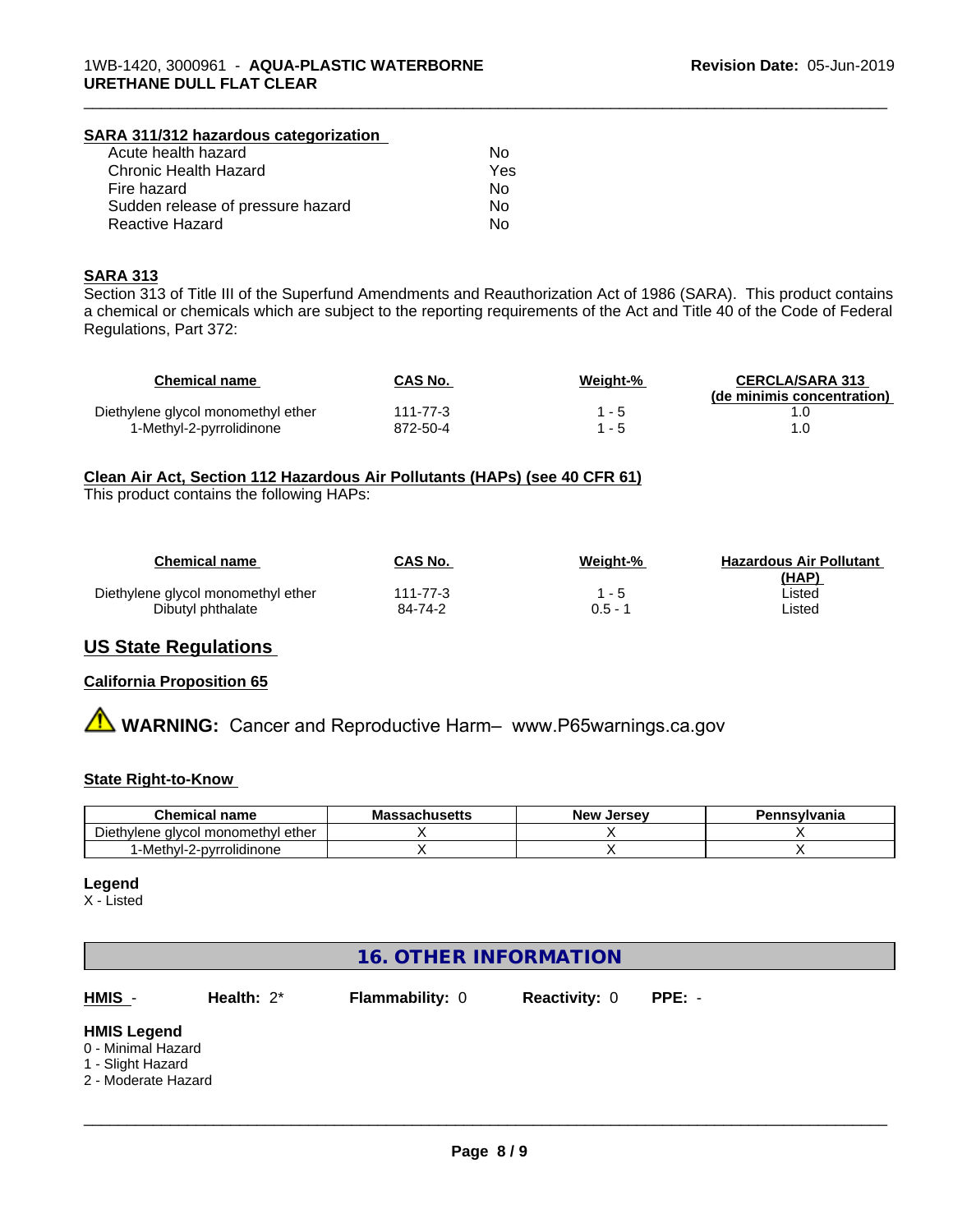**SARA 311/312 hazardous categorization**

| | |
|---|---|
| Acute health hazard | No |
| Chronic Health Hazard | Yes |
| Fire hazard | No |
| Sudden release of pressure hazard | No |
| Reactive Hazard | No |

**SARA 313**

Section 313 of Title III of the Superfund Amendments and Reauthorization Act of 1986 (SARA). This product contains a chemical or chemicals which are subject to the reporting requirements of the Act and Title 40 of the Code of Federal Regulations, Part 372:

| Chemical name | CAS No. | Weight-% | CERCLA/SARA 313 (de minimis concentration) |
|---|---|---|---|
| Diethylene glycol monomethyl ether | 111-77-3 | 1 - 5 | 1.0 |
| 1-Methyl-2-pyrrolidinone | 872-50-4 | 1 - 5 | 1.0 |

**Clean Air Act, Section 112 Hazardous Air Pollutants (HAPs) (see 40 CFR 61)**

This product contains the following HAPs:

| Chemical name | CAS No. | Weight-% | Hazardous Air Pollutant (HAP) |
|---|---|---|---|
| Diethylene glycol monomethyl ether | 111-77-3 | 1 - 5 | Listed |
| Dibutyl phthalate | 84-74-2 | 0.5 - 1 | Listed |

## US State Regulations

**California Proposition 65**

⚠ **WARNING:** Cancer and Reproductive Harm– www.P65warnings.ca.gov

**State Right-to-Know**

| Chemical name | Massachusetts | New Jersey | Pennsylvania |
|---|---|---|---|
| Diethylene glycol monomethyl ether | X | X | X |
| 1-Methyl-2-pyrrolidinone | X | X | X |

**Legend**

X - Listed

## 16. OTHER INFORMATION

**HMIS** - **Health:** 2* **Flammability:** 0 **Reactivity:** 0 **PPE:** -

**HMIS Legend**

0 - Minimal Hazard
1 - Slight Hazard
2 - Moderate Hazard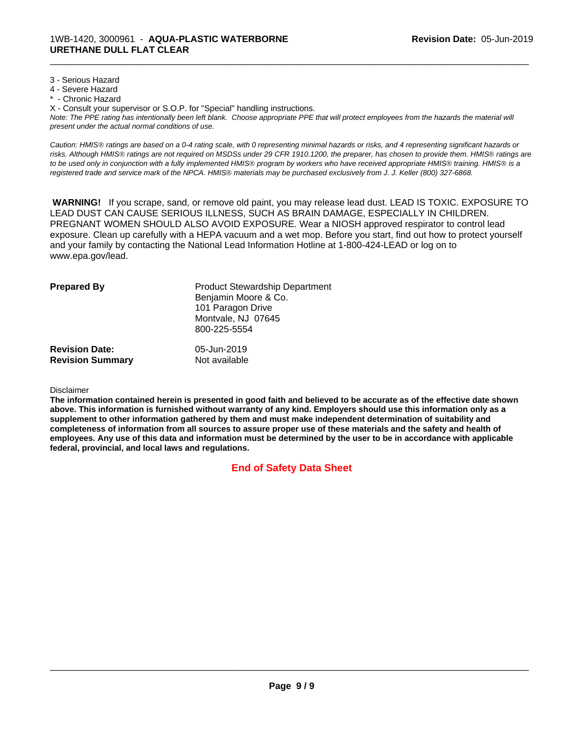3 - Serious Hazard
4 - Severe Hazard
* - Chronic Hazard
X - Consult your supervisor or S.O.P. for "Special" handling instructions.

*Note: The PPE rating has intentionally been left blank. Choose appropriate PPE that will protect employees from the hazards the material will present under the actual normal conditions of use.*

*Caution: HMIS® ratings are based on a 0-4 rating scale, with 0 representing minimal hazards or risks, and 4 representing significant hazards or risks. Although HMIS® ratings are not required on MSDSs under 29 CFR 1910.1200, the preparer, has chosen to provide them. HMIS® ratings are to be used only in conjunction with a fully implemented HMIS® program by workers who have received appropriate HMIS® training. HMIS® is a registered trade and service mark of the NPCA. HMIS® materials may be purchased exclusively from J. J. Keller (800) 327-6868.*

**WARNING!** If you scrape, sand, or remove old paint, you may release lead dust. LEAD IS TOXIC. EXPOSURE TO LEAD DUST CAN CAUSE SERIOUS ILLNESS, SUCH AS BRAIN DAMAGE, ESPECIALLY IN CHILDREN. PREGNANT WOMEN SHOULD ALSO AVOID EXPOSURE. Wear a NIOSH approved respirator to control lead exposure. Clean up carefully with a HEPA vacuum and a wet mop. Before you start, find out how to protect yourself and your family by contacting the National Lead Information Hotline at 1-800-424-LEAD or log on to www.epa.gov/lead.

| | |
|---|---|
| **Prepared By** | Product Stewardship Department<br>Benjamin Moore & Co.<br>101 Paragon Drive<br>Montvale, NJ 07645<br>800-225-5554 |
| **Revision Date:** | 05-Jun-2019 |
| **Revision Summary** | Not available |

Disclaimer

**The information contained herein is presented in good faith and believed to be accurate as of the effective date shown above. This information is furnished without warranty of any kind. Employers should use this information only as a supplement to other information gathered by them and must make independent determination of suitability and completeness of information from all sources to assure proper use of these materials and the safety and health of employees. Any use of this data and information must be determined by the user to be in accordance with applicable federal, provincial, and local laws and regulations.**

**End of Safety Data Sheet**